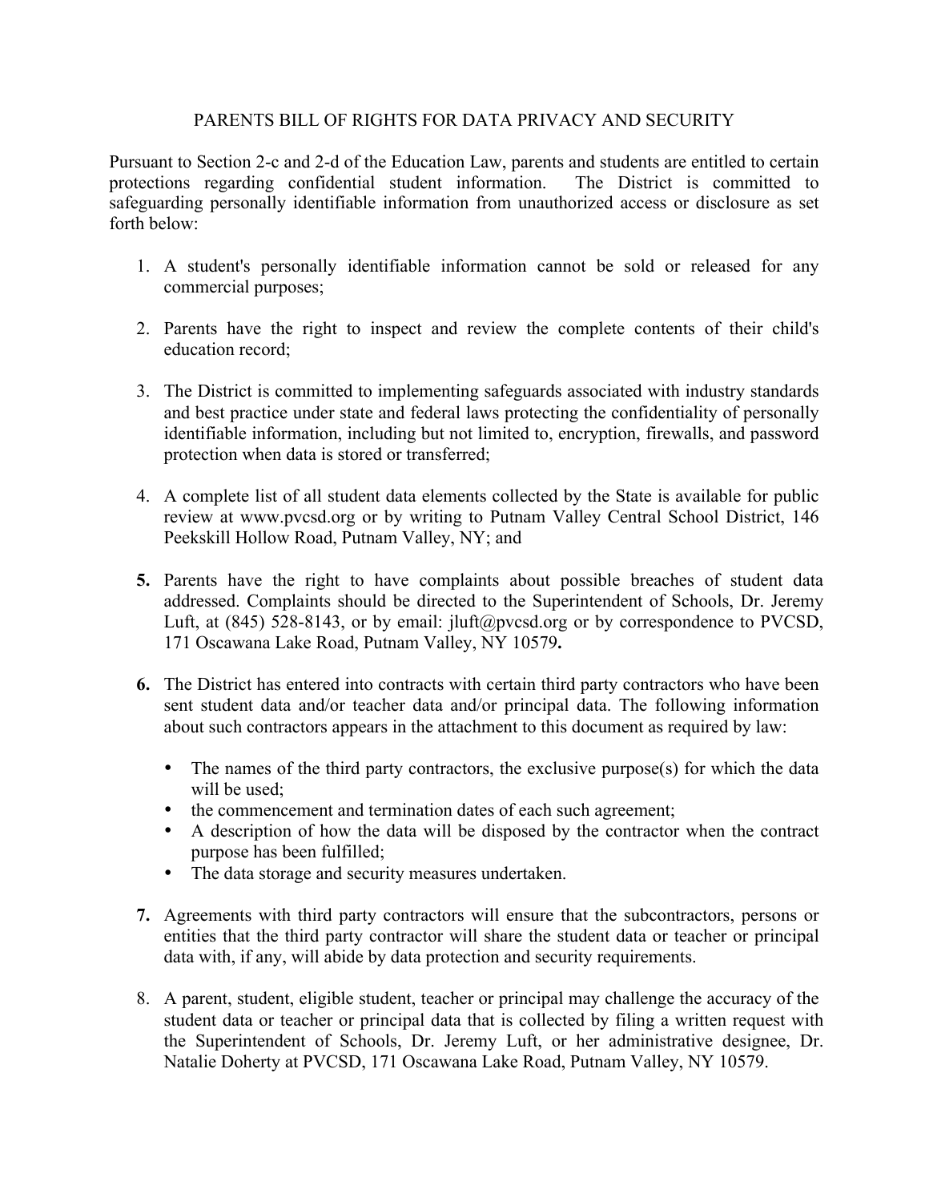# PARENTS BILL OF RIGHTS FOR DATA PRIVACY AND SECURITY

Pursuant to Section 2-c and 2-d of the Education Law, parents and students are entitled to certain protections regarding confidential student information. The District is committed to safeguarding personally identifiable information from unauthorized access or disclosure as set forth below:

1. A student's personally identifiable information cannot be sold or released for any commercial purposes;

2. Parents have the right to inspect and review the complete contents of their child's education record;

3. The District is committed to implementing safeguards associated with industry standards and best practice under state and federal laws protecting the confidentiality of personally identifiable information, including but not limited to, encryption, firewalls, and password protection when data is stored or transferred;

4. A complete list of all student data elements collected by the State is available for public review at www.pvcsd.org or by writing to Putnam Valley Central School District, 146 Peekskill Hollow Road, Putnam Valley, NY; and

5. Parents have the right to have complaints about possible breaches of student data addressed. Complaints should be directed to the Superintendent of Schools, Dr. Jeremy Luft, at (845) 528-8143, or by email: jluft@pvcsd.org or by correspondence to PVCSD, 171 Oscawana Lake Road, Putnam Valley, NY 10579**.**

6. The District has entered into contracts with certain third party contractors who have been sent student data and/or teacher data and/or principal data. The following information about such contractors appears in the attachment to this document as required by law:

   - The names of the third party contractors, the exclusive purpose(s) for which the data will be used;
   - the commencement and termination dates of each such agreement;
   - A description of how the data will be disposed by the contractor when the contract purpose has been fulfilled;
   - The data storage and security measures undertaken.

7. Agreements with third party contractors will ensure that the subcontractors, persons or entities that the third party contractor will share the student data or teacher or principal data with, if any, will abide by data protection and security requirements.

8. A parent, student, eligible student, teacher or principal may challenge the accuracy of the student data or teacher or principal data that is collected by filing a written request with the Superintendent of Schools, Dr. Jeremy Luft, or her administrative designee, Dr. Natalie Doherty at PVCSD, 171 Oscawana Lake Road, Putnam Valley, NY 10579.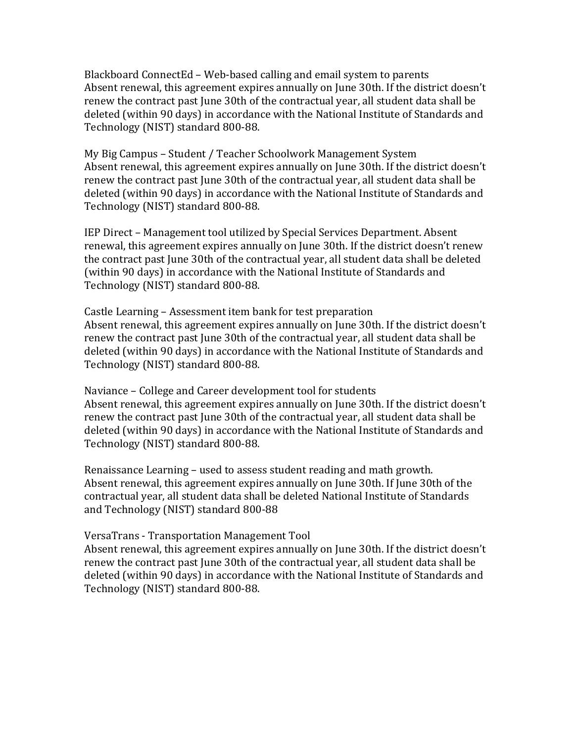Blackboard ConnectEd – Web-based calling and email system to parents
Absent renewal, this agreement expires annually on June 30th. If the district doesn't renew the contract past June 30th of the contractual year, all student data shall be deleted (within 90 days) in accordance with the National Institute of Standards and Technology (NIST) standard 800-88.

My Big Campus – Student / Teacher Schoolwork Management System
Absent renewal, this agreement expires annually on June 30th. If the district doesn't renew the contract past June 30th of the contractual year, all student data shall be deleted (within 90 days) in accordance with the National Institute of Standards and Technology (NIST) standard 800-88.

IEP Direct – Management tool utilized by Special Services Department. Absent renewal, this agreement expires annually on June 30th. If the district doesn't renew the contract past June 30th of the contractual year, all student data shall be deleted (within 90 days) in accordance with the National Institute of Standards and Technology (NIST) standard 800-88.

Castle Learning – Assessment item bank for test preparation
Absent renewal, this agreement expires annually on June 30th. If the district doesn't renew the contract past June 30th of the contractual year, all student data shall be deleted (within 90 days) in accordance with the National Institute of Standards and Technology (NIST) standard 800-88.

Naviance – College and Career development tool for students
Absent renewal, this agreement expires annually on June 30th. If the district doesn't renew the contract past June 30th of the contractual year, all student data shall be deleted (within 90 days) in accordance with the National Institute of Standards and Technology (NIST) standard 800-88.

Renaissance Learning – used to assess student reading and math growth.
Absent renewal, this agreement expires annually on June 30th. If June 30th of the contractual year, all student data shall be deleted National Institute of Standards and Technology (NIST) standard 800-88

VersaTrans - Transportation Management Tool
Absent renewal, this agreement expires annually on June 30th. If the district doesn't renew the contract past June 30th of the contractual year, all student data shall be deleted (within 90 days) in accordance with the National Institute of Standards and Technology (NIST) standard 800-88.